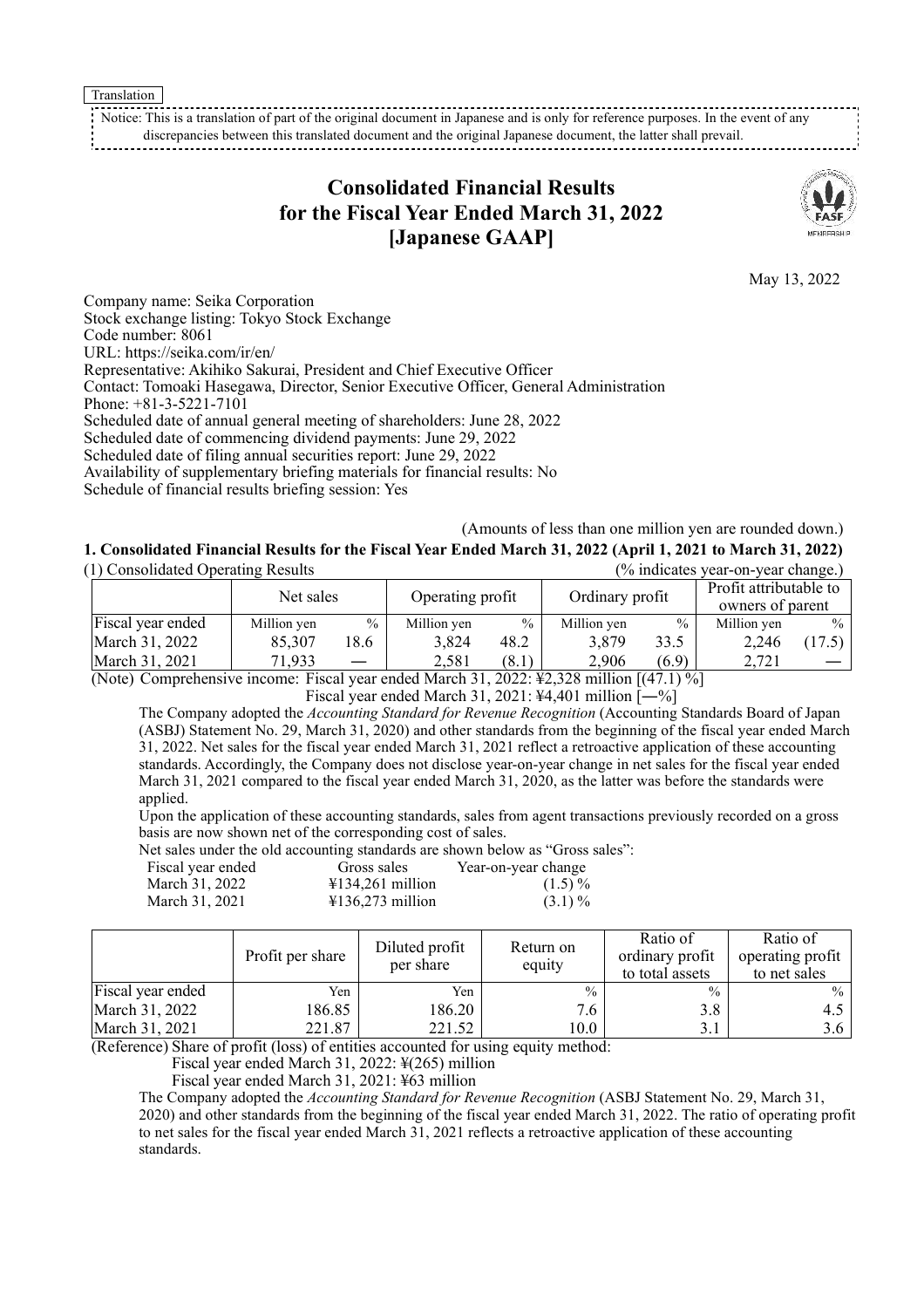Translation

Notice: This is a translation of part of the original document in Japanese and is only for reference purposes. In the event of any discrepancies between this translated document and the original Japanese document, the latter shall prevail.

# Consolidated Financial Results for the Fiscal Year Ended March 31, 2022 [Japanese GAAP]

May 13, 2022

Company name: Seika Corporation
Stock exchange listing: Tokyo Stock Exchange
Code number: 8061
URL: https://seika.com/ir/en/
Representative: Akihiko Sakurai, President and Chief Executive Officer
Contact: Tomoaki Hasegawa, Director, Senior Executive Officer, General Administration
Phone: +81-3-5221-7101
Scheduled date of annual general meeting of shareholders: June 28, 2022
Scheduled date of commencing dividend payments: June 29, 2022
Scheduled date of filing annual securities report: June 29, 2022
Availability of supplementary briefing materials for financial results: No
Schedule of financial results briefing session: Yes

(Amounts of less than one million yen are rounded down.)

## 1. Consolidated Financial Results for the Fiscal Year Ended March 31, 2022 (April 1, 2021 to March 31, 2022)

(1) Consolidated Operating Results (% indicates year-on-year change.)

| | Net sales | | Operating profit | | Ordinary profit | | Profit attributable to owners of parent | |
|---|---|---|---|---|---|---|---|---|
| Fiscal year ended | Million yen | % | Million yen | % | Million yen | % | Million yen | % |
| March 31, 2022 | 85,307 | 18.6 | 3,824 | 48.2 | 3,879 | 33.5 | 2,246 | (17.5) |
| March 31, 2021 | 71,933 | — | 2,581 | (8.1) | 2,906 | (6.9) | 2,721 | — |

(Note) Comprehensive income: Fiscal year ended March 31, 2022: ¥2,328 million [(47.1) %]
Fiscal year ended March 31, 2021: ¥4,401 million [—%]

The Company adopted the *Accounting Standard for Revenue Recognition* (Accounting Standards Board of Japan (ASBJ) Statement No. 29, March 31, 2020) and other standards from the beginning of the fiscal year ended March 31, 2022. Net sales for the fiscal year ended March 31, 2021 reflect a retroactive application of these accounting standards. Accordingly, the Company does not disclose year-on-year change in net sales for the fiscal year ended March 31, 2021 compared to the fiscal year ended March 31, 2020, as the latter was before the standards were applied.

Upon the application of these accounting standards, sales from agent transactions previously recorded on a gross basis are now shown net of the corresponding cost of sales.

Net sales under the old accounting standards are shown below as "Gross sales":

| Fiscal year ended | Gross sales | Year-on-year change |
|---|---|---|
| March 31, 2022 | ¥134,261 million | (1.5) % |
| March 31, 2021 | ¥136,273 million | (3.1) % |

| | Profit per share | Diluted profit per share | Return on equity | Ratio of ordinary profit to total assets | Ratio of operating profit to net sales |
|---|---|---|---|---|---|
| Fiscal year ended | Yen | Yen | % | % | % |
| March 31, 2022 | 186.85 | 186.20 | 7.6 | 3.8 | 4.5 |
| March 31, 2021 | 221.87 | 221.52 | 10.0 | 3.1 | 3.6 |

(Reference) Share of profit (loss) of entities accounted for using equity method:
Fiscal year ended March 31, 2022: ¥(265) million
Fiscal year ended March 31, 2021: ¥63 million

The Company adopted the *Accounting Standard for Revenue Recognition* (ASBJ Statement No. 29, March 31, 2020) and other standards from the beginning of the fiscal year ended March 31, 2022. The ratio of operating profit to net sales for the fiscal year ended March 31, 2021 reflects a retroactive application of these accounting standards.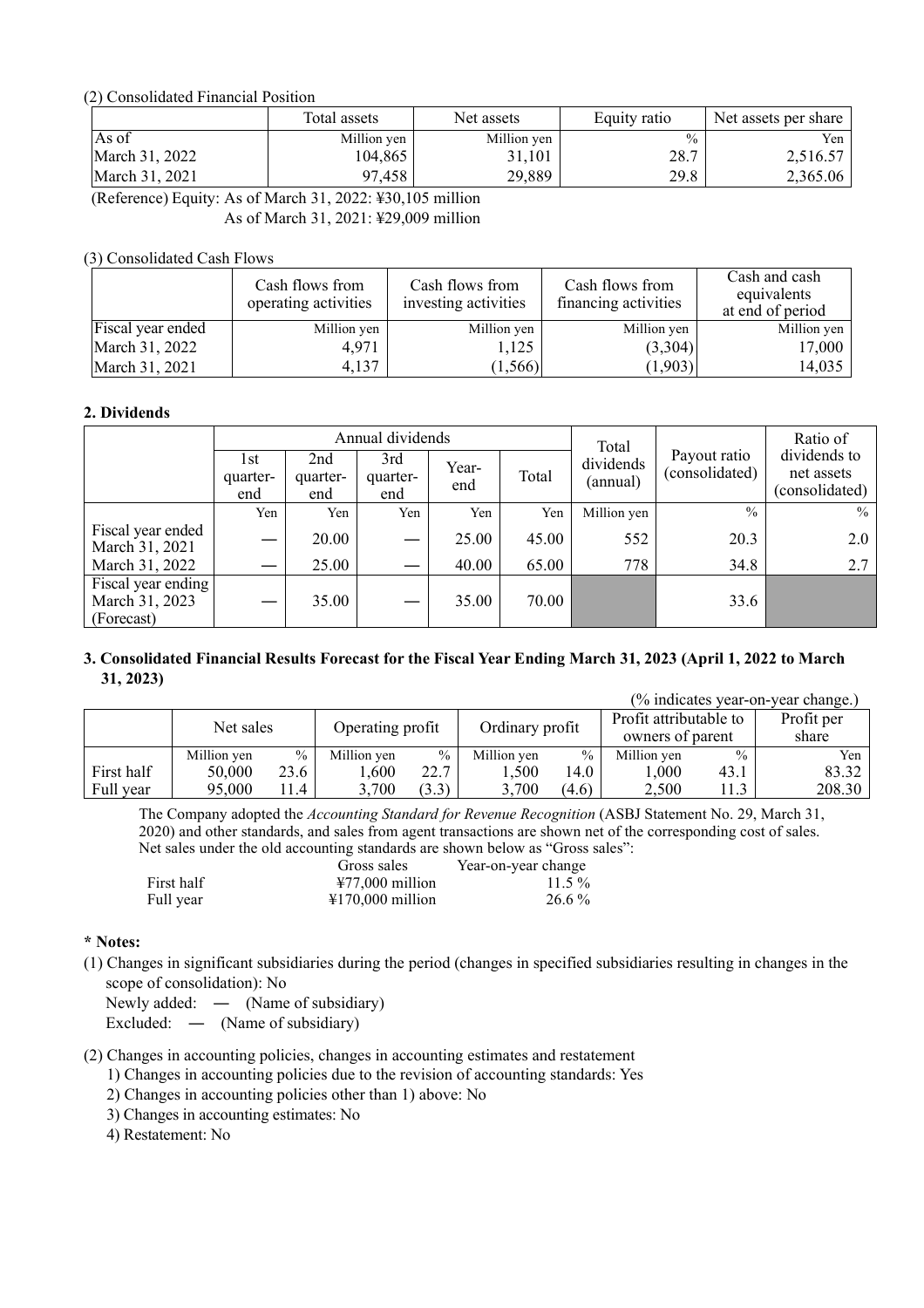(2) Consolidated Financial Position

| | Total assets | Net assets | Equity ratio | Net assets per share |
|---|---|---|---|---|
| As of | Million yen | Million yen | % | Yen |
| March 31, 2022 | 104,865 | 31,101 | 28.7 | 2,516.57 |
| March 31, 2021 | 97,458 | 29,889 | 29.8 | 2,365.06 |

(Reference) Equity: As of March 31, 2022: ¥30,105 million
As of March 31, 2021: ¥29,009 million

(3) Consolidated Cash Flows

| | Cash flows from operating activities | Cash flows from investing activities | Cash flows from financing activities | Cash and cash equivalents at end of period |
|---|---|---|---|---|
| Fiscal year ended | Million yen | Million yen | Million yen | Million yen |
| March 31, 2022 | 4,971 | 1,125 | (3,304) | 17,000 |
| March 31, 2021 | 4,137 | (1,566) | (1,903) | 14,035 |

**2. Dividends**

| | Annual dividends | | | | | Total dividends (annual) | Payout ratio (consolidated) | Ratio of dividends to net assets (consolidated) |
|---|---|---|---|---|---|---|---|---|
| | 1st quarter-end | 2nd quarter-end | 3rd quarter-end | Year-end | Total | | | |
| | Yen | Yen | Yen | Yen | Yen | Million yen | % | % |
| Fiscal year ended March 31, 2021 | — | 20.00 | — | 25.00 | 45.00 | 552 | 20.3 | 2.0 |
| March 31, 2022 | — | 25.00 | — | 40.00 | 65.00 | 778 | 34.8 | 2.7 |
| Fiscal year ending March 31, 2023 (Forecast) | — | 35.00 | — | 35.00 | 70.00 | | 33.6 | |

**3. Consolidated Financial Results Forecast for the Fiscal Year Ending March 31, 2023 (April 1, 2022 to March 31, 2023)**

(% indicates year-on-year change.)

| | Net sales | | Operating profit | | Ordinary profit | | Profit attributable to owners of parent | | Profit per share |
|---|---|---|---|---|---|---|---|---|---|
| | Million yen | % | Million yen | % | Million yen | % | Million yen | % | Yen |
| First half | 50,000 | 23.6 | 1,600 | 22.7 | 1,500 | 14.0 | 1,000 | 43.1 | 83.32 |
| Full year | 95,000 | 11.4 | 3,700 | (3.3) | 3,700 | (4.6) | 2,500 | 11.3 | 208.30 |

The Company adopted the *Accounting Standard for Revenue Recognition* (ASBJ Statement No. 29, March 31, 2020) and other standards, and sales from agent transactions are shown net of the corresponding cost of sales. Net sales under the old accounting standards are shown below as "Gross sales":

| | Gross sales | Year-on-year change |
|---|---|---|
| First half | ¥77,000 million | 11.5 % |
| Full year | ¥170,000 million | 26.6 % |

**\* Notes:**

(1) Changes in significant subsidiaries during the period (changes in specified subsidiaries resulting in changes in the scope of consolidation): No
Newly added: — (Name of subsidiary)
Excluded: — (Name of subsidiary)

(2) Changes in accounting policies, changes in accounting estimates and restatement
1) Changes in accounting policies due to the revision of accounting standards: Yes
2) Changes in accounting policies other than 1) above: No
3) Changes in accounting estimates: No
4) Restatement: No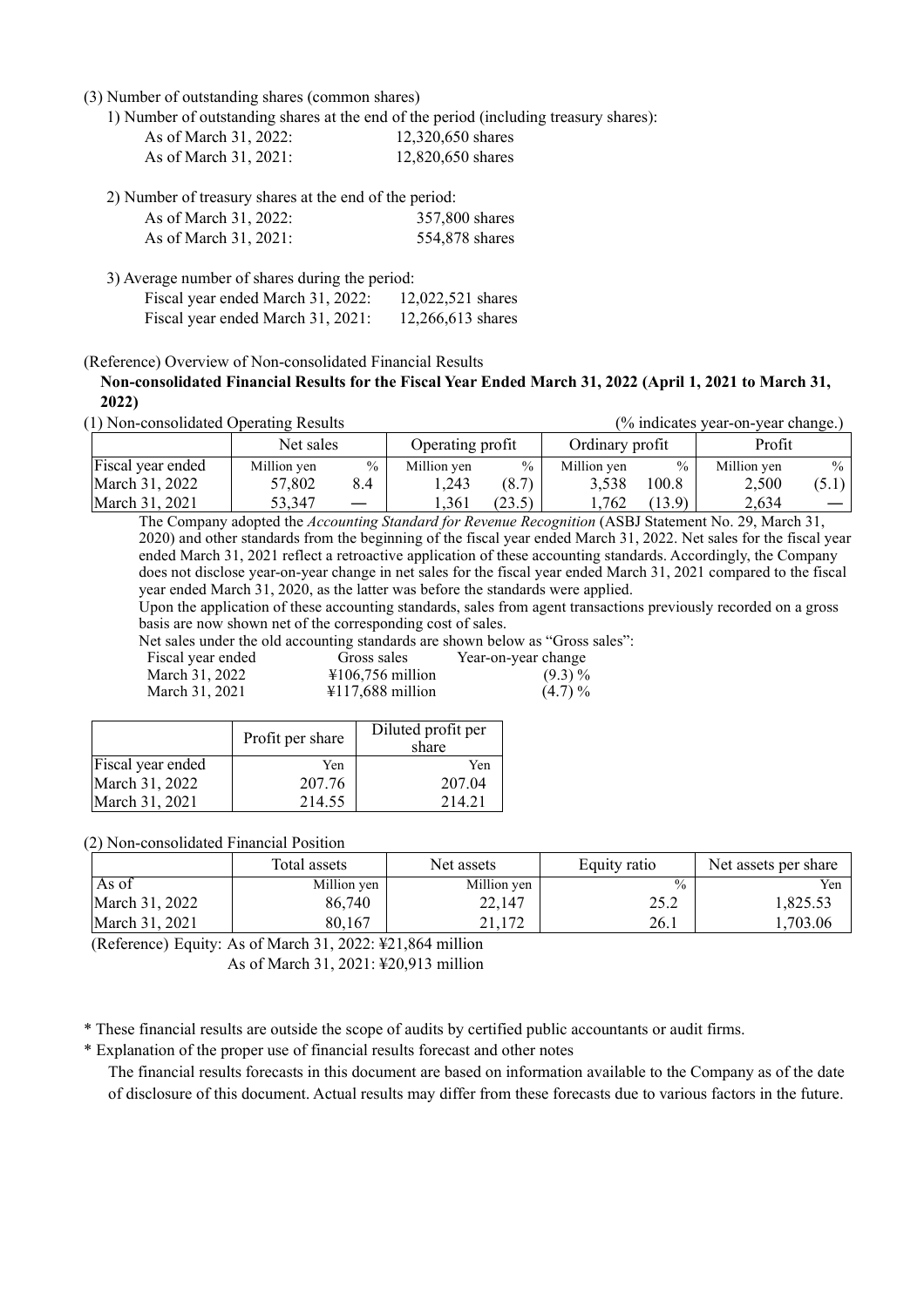(3) Number of outstanding shares (common shares)

1) Number of outstanding shares at the end of the period (including treasury shares):

| | |
|---|---|
| As of March 31, 2022: | 12,320,650 shares |
| As of March 31, 2021: | 12,820,650 shares |

2) Number of treasury shares at the end of the period:

| | |
|---|---|
| As of March 31, 2022: | 357,800 shares |
| As of March 31, 2021: | 554,878 shares |

3) Average number of shares during the period:

| | |
|---|---|
| Fiscal year ended March 31, 2022: | 12,022,521 shares |
| Fiscal year ended March 31, 2021: | 12,266,613 shares |

(Reference) Overview of Non-consolidated Financial Results

**Non-consolidated Financial Results for the Fiscal Year Ended March 31, 2022 (April 1, 2021 to March 31, 2022)**

(1) Non-consolidated Operating Results (% indicates year-on-year change.)

| | Net sales | | Operating profit | | Ordinary profit | | Profit | |
|---|---|---|---|---|---|---|---|---|
| Fiscal year ended | Million yen | % | Million yen | % | Million yen | % | Million yen | % |
| March 31, 2022 | 57,802 | 8.4 | 1,243 | (8.7) | 3,538 | 100.8 | 2,500 | (5.1) |
| March 31, 2021 | 53,347 | — | 1,361 | (23.5) | 1,762 | (13.9) | 2,634 | — |

The Company adopted the *Accounting Standard for Revenue Recognition* (ASBJ Statement No. 29, March 31, 2020) and other standards from the beginning of the fiscal year ended March 31, 2022. Net sales for the fiscal year ended March 31, 2021 reflect a retroactive application of these accounting standards. Accordingly, the Company does not disclose year-on-year change in net sales for the fiscal year ended March 31, 2021 compared to the fiscal year ended March 31, 2020, as the latter was before the standards were applied.

Upon the application of these accounting standards, sales from agent transactions previously recorded on a gross basis are now shown net of the corresponding cost of sales.

Net sales under the old accounting standards are shown below as "Gross sales":

| Fiscal year ended | Gross sales | Year-on-year change |
|---|---|---|
| March 31, 2022 | ¥106,756 million | (9.3) % |
| March 31, 2021 | ¥117,688 million | (4.7) % |

| | Profit per share | Diluted profit per share |
|---|---|---|
| Fiscal year ended | Yen | Yen |
| March 31, 2022 | 207.76 | 207.04 |
| March 31, 2021 | 214.55 | 214.21 |

(2) Non-consolidated Financial Position

| | Total assets | Net assets | Equity ratio | Net assets per share |
|---|---|---|---|---|
| As of | Million yen | Million yen | % | Yen |
| March 31, 2022 | 86,740 | 22,147 | 25.2 | 1,825.53 |
| March 31, 2021 | 80,167 | 21,172 | 26.1 | 1,703.06 |

(Reference) Equity: As of March 31, 2022: ¥21,864 million
As of March 31, 2021: ¥20,913 million

* These financial results are outside the scope of audits by certified public accountants or audit firms.
* Explanation of the proper use of financial results forecast and other notes

The financial results forecasts in this document are based on information available to the Company as of the date of disclosure of this document. Actual results may differ from these forecasts due to various factors in the future.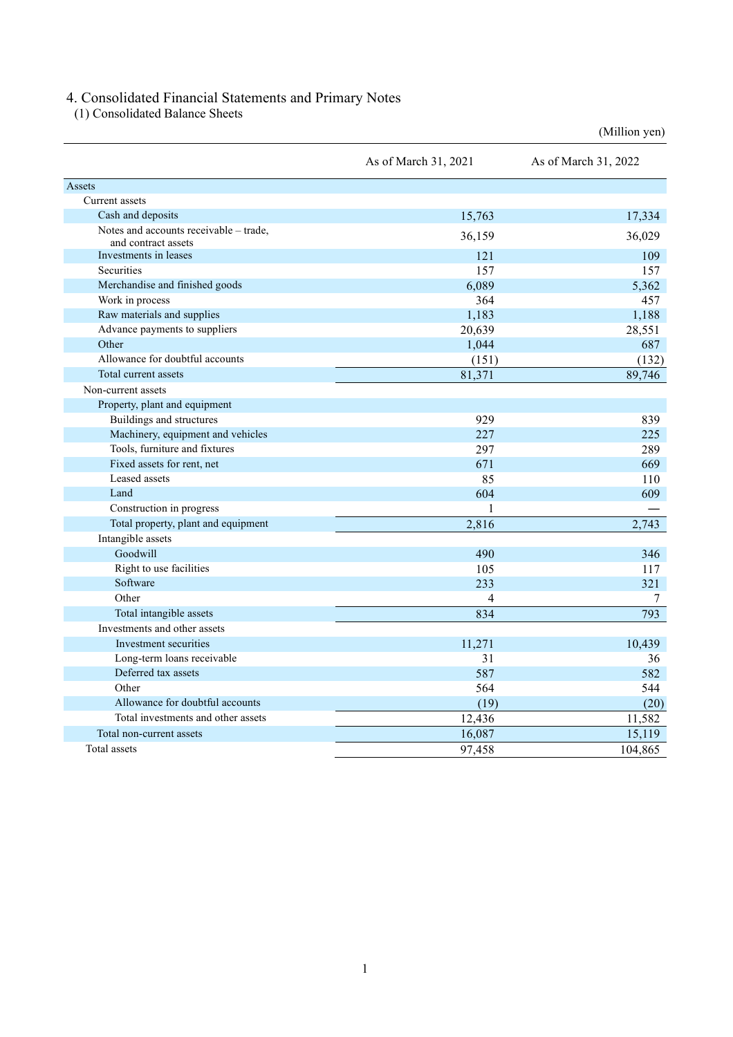# 4. Consolidated Financial Statements and Primary Notes

## (1) Consolidated Balance Sheets

(Million yen)

| | As of March 31, 2021 | As of March 31, 2022 |
|---|---|---|
| Assets | | |
| Current assets | | |
| Cash and deposits | 15,763 | 17,334 |
| Notes and accounts receivable – trade, and contract assets | 36,159 | 36,029 |
| Investments in leases | 121 | 109 |
| Securities | 157 | 157 |
| Merchandise and finished goods | 6,089 | 5,362 |
| Work in process | 364 | 457 |
| Raw materials and supplies | 1,183 | 1,188 |
| Advance payments to suppliers | 20,639 | 28,551 |
| Other | 1,044 | 687 |
| Allowance for doubtful accounts | (151) | (132) |
| Total current assets | 81,371 | 89,746 |
| Non-current assets | | |
| Property, plant and equipment | | |
| Buildings and structures | 929 | 839 |
| Machinery, equipment and vehicles | 227 | 225 |
| Tools, furniture and fixtures | 297 | 289 |
| Fixed assets for rent, net | 671 | 669 |
| Leased assets | 85 | 110 |
| Land | 604 | 609 |
| Construction in progress | 1 | — |
| Total property, plant and equipment | 2,816 | 2,743 |
| Intangible assets | | |
| Goodwill | 490 | 346 |
| Right to use facilities | 105 | 117 |
| Software | 233 | 321 |
| Other | 4 | 7 |
| Total intangible assets | 834 | 793 |
| Investments and other assets | | |
| Investment securities | 11,271 | 10,439 |
| Long-term loans receivable | 31 | 36 |
| Deferred tax assets | 587 | 582 |
| Other | 564 | 544 |
| Allowance for doubtful accounts | (19) | (20) |
| Total investments and other assets | 12,436 | 11,582 |
| Total non-current assets | 16,087 | 15,119 |
| Total assets | 97,458 | 104,865 |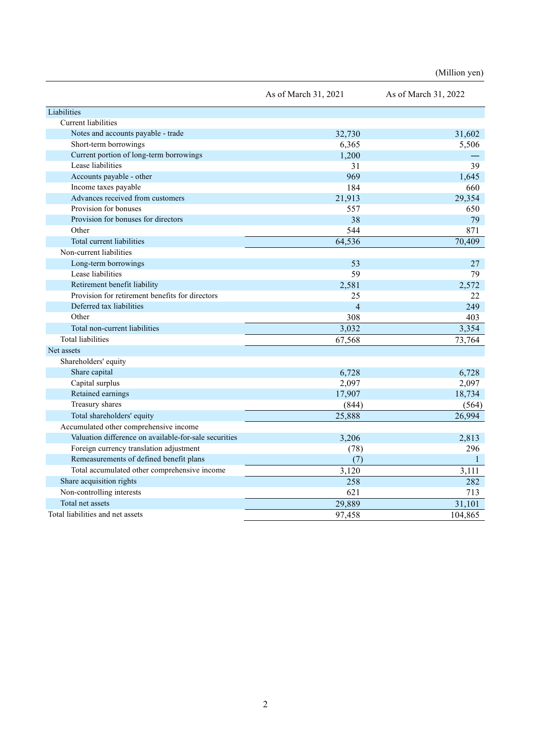(Million yen)

| | As of March 31, 2021 | As of March 31, 2022 |
|---|---|---|
| Liabilities | | |
| Current liabilities | | |
| Notes and accounts payable - trade | 32,730 | 31,602 |
| Short-term borrowings | 6,365 | 5,506 |
| Current portion of long-term borrowings | 1,200 | — |
| Lease liabilities | 31 | 39 |
| Accounts payable - other | 969 | 1,645 |
| Income taxes payable | 184 | 660 |
| Advances received from customers | 21,913 | 29,354 |
| Provision for bonuses | 557 | 650 |
| Provision for bonuses for directors | 38 | 79 |
| Other | 544 | 871 |
| Total current liabilities | 64,536 | 70,409 |
| Non-current liabilities | | |
| Long-term borrowings | 53 | 27 |
| Lease liabilities | 59 | 79 |
| Retirement benefit liability | 2,581 | 2,572 |
| Provision for retirement benefits for directors | 25 | 22 |
| Deferred tax liabilities | 4 | 249 |
| Other | 308 | 403 |
| Total non-current liabilities | 3,032 | 3,354 |
| Total liabilities | 67,568 | 73,764 |
| Net assets | | |
| Shareholders' equity | | |
| Share capital | 6,728 | 6,728 |
| Capital surplus | 2,097 | 2,097 |
| Retained earnings | 17,907 | 18,734 |
| Treasury shares | (844) | (564) |
| Total shareholders' equity | 25,888 | 26,994 |
| Accumulated other comprehensive income | | |
| Valuation difference on available-for-sale securities | 3,206 | 2,813 |
| Foreign currency translation adjustment | (78) | 296 |
| Remeasurements of defined benefit plans | (7) | 1 |
| Total accumulated other comprehensive income | 3,120 | 3,111 |
| Share acquisition rights | 258 | 282 |
| Non-controlling interests | 621 | 713 |
| Total net assets | 29,889 | 31,101 |
| Total liabilities and net assets | 97,458 | 104,865 |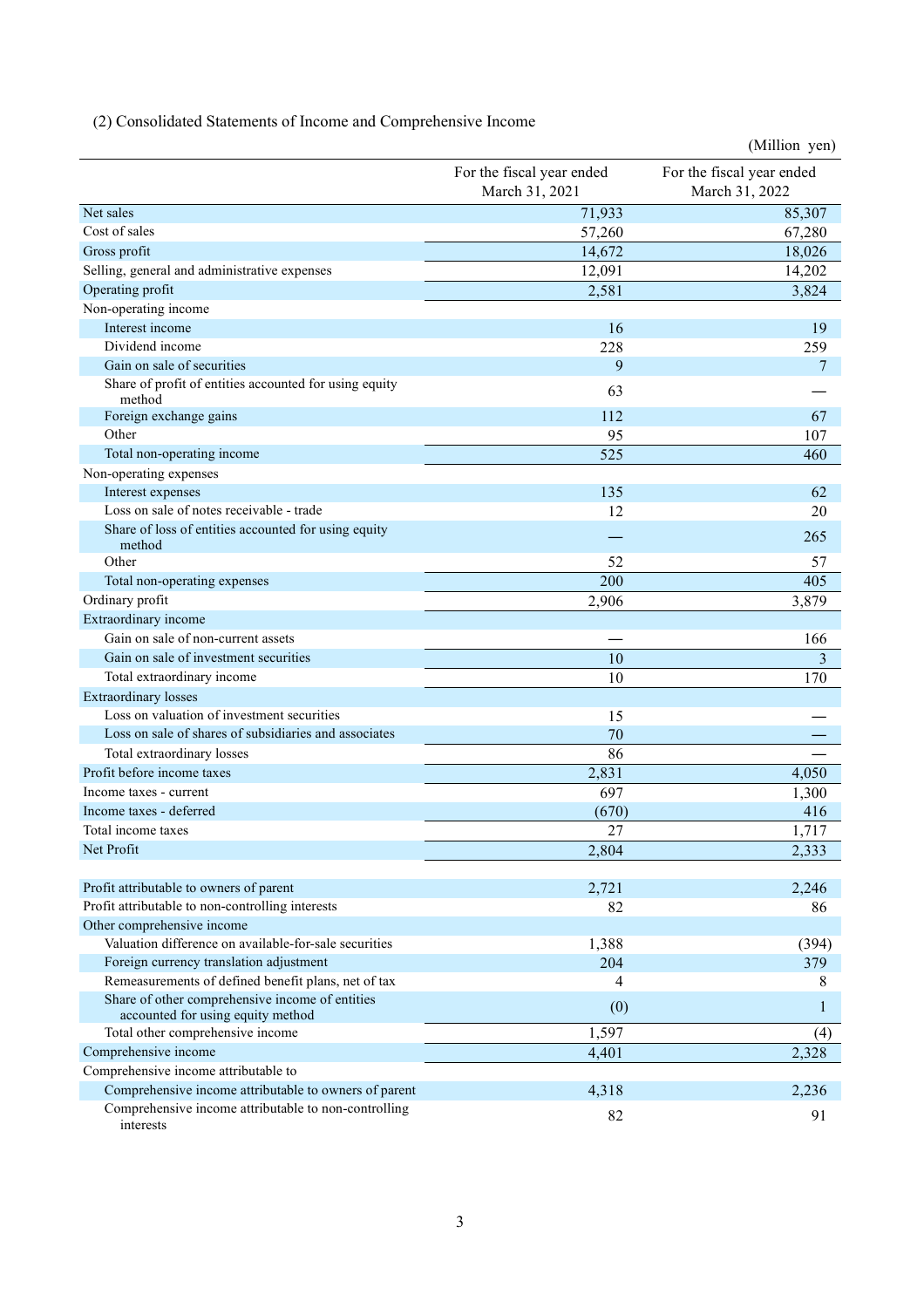### (2) Consolidated Statements of Income and Comprehensive Income

(Million yen)

| | For the fiscal year ended March 31, 2021 | For the fiscal year ended March 31, 2022 |
|---|---|---|
| Net sales | 71,933 | 85,307 |
| Cost of sales | 57,260 | 67,280 |
| Gross profit | 14,672 | 18,026 |
| Selling, general and administrative expenses | 12,091 | 14,202 |
| Operating profit | 2,581 | 3,824 |
| Non-operating income | | |
| Interest income | 16 | 19 |
| Dividend income | 228 | 259 |
| Gain on sale of securities | 9 | 7 |
| Share of profit of entities accounted for using equity method | 63 | — |
| Foreign exchange gains | 112 | 67 |
| Other | 95 | 107 |
| Total non-operating income | 525 | 460 |
| Non-operating expenses | | |
| Interest expenses | 135 | 62 |
| Loss on sale of notes receivable - trade | 12 | 20 |
| Share of loss of entities accounted for using equity method | — | 265 |
| Other | 52 | 57 |
| Total non-operating expenses | 200 | 405 |
| Ordinary profit | 2,906 | 3,879 |
| Extraordinary income | | |
| Gain on sale of non-current assets | — | 166 |
| Gain on sale of investment securities | 10 | 3 |
| Total extraordinary income | 10 | 170 |
| Extraordinary losses | | |
| Loss on valuation of investment securities | 15 | — |
| Loss on sale of shares of subsidiaries and associates | 70 | — |
| Total extraordinary losses | 86 | — |
| Profit before income taxes | 2,831 | 4,050 |
| Income taxes - current | 697 | 1,300 |
| Income taxes - deferred | (670) | 416 |
| Total income taxes | 27 | 1,717 |
| Net Profit | 2,804 | 2,333 |
| | | |
| Profit attributable to owners of parent | 2,721 | 2,246 |
| Profit attributable to non-controlling interests | 82 | 86 |
| Other comprehensive income | | |
| Valuation difference on available-for-sale securities | 1,388 | (394) |
| Foreign currency translation adjustment | 204 | 379 |
| Remeasurements of defined benefit plans, net of tax | 4 | 8 |
| Share of other comprehensive income of entities accounted for using equity method | (0) | 1 |
| Total other comprehensive income | 1,597 | (4) |
| Comprehensive income | 4,401 | 2,328 |
| Comprehensive income attributable to | | |
| Comprehensive income attributable to owners of parent | 4,318 | 2,236 |
| Comprehensive income attributable to non-controlling interests | 82 | 91 |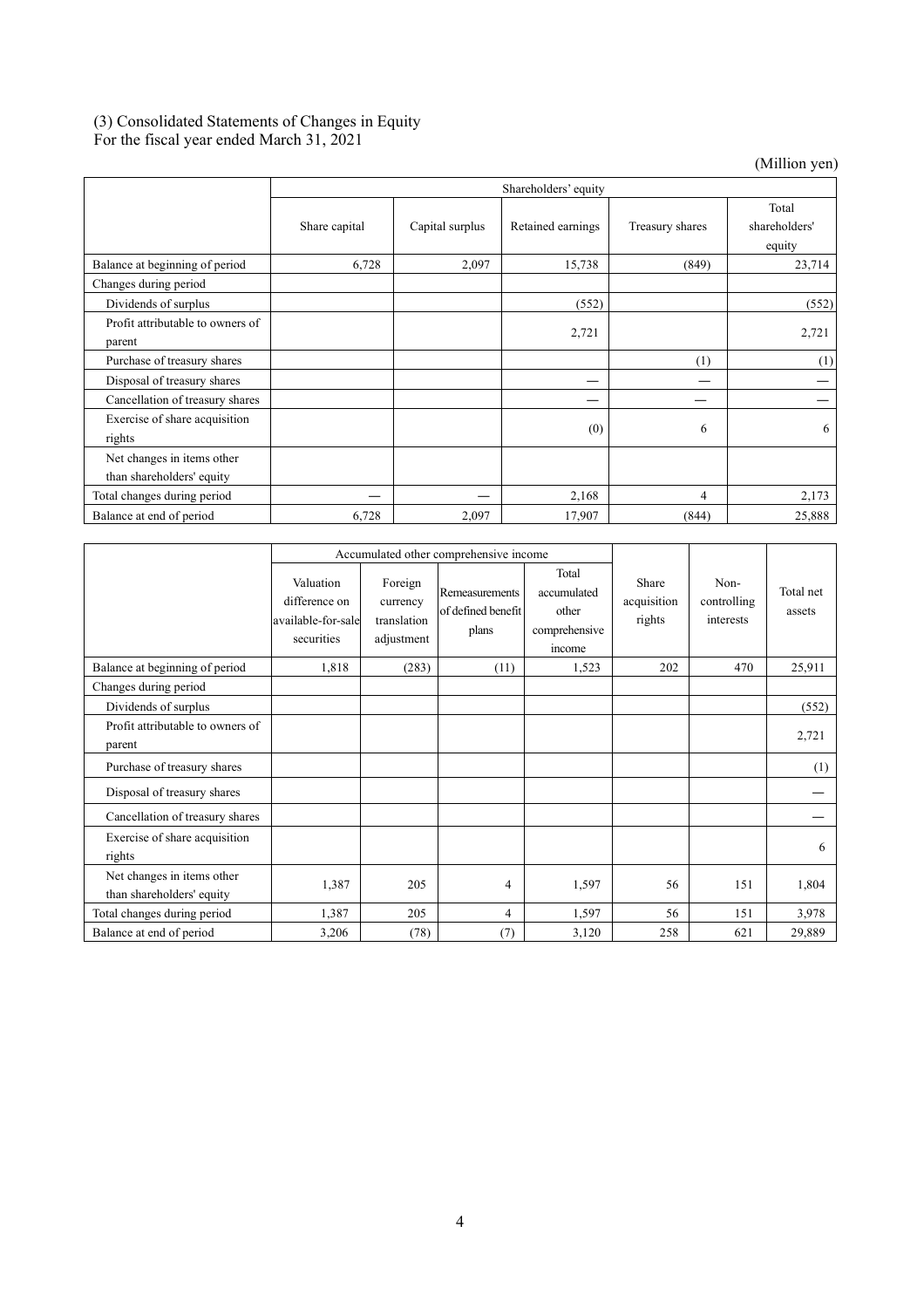(3) Consolidated Statements of Changes in Equity
For the fiscal year ended March 31, 2021

(Million yen)

| | Shareholders' equity | | | | |
|---|---|---|---|---|---|
| | Share capital | Capital surplus | Retained earnings | Treasury shares | Total shareholders' equity |
| Balance at beginning of period | 6,728 | 2,097 | 15,738 | (849) | 23,714 |
| Changes during period | | | | | |
| Dividends of surplus | | | (552) | | (552) |
| Profit attributable to owners of parent | | | 2,721 | | 2,721 |
| Purchase of treasury shares | | | | (1) | (1) |
| Disposal of treasury shares | | | — | — | — |
| Cancellation of treasury shares | | | — | — | — |
| Exercise of share acquisition rights | | | (0) | 6 | 6 |
| Net changes in items other than shareholders' equity | | | | | |
| Total changes during period | — | — | 2,168 | 4 | 2,173 |
| Balance at end of period | 6,728 | 2,097 | 17,907 | (844) | 25,888 |

| | Accumulated other comprehensive income | | | | Share acquisition rights | Non-controlling interests | Total net assets |
|---|---|---|---|---|---|---|---|
| | Valuation difference on available-for-sale securities | Foreign currency translation adjustment | Remeasurements of defined benefit plans | Total accumulated other comprehensive income | | | |
| Balance at beginning of period | 1,818 | (283) | (11) | 1,523 | 202 | 470 | 25,911 |
| Changes during period | | | | | | | |
| Dividends of surplus | | | | | | | (552) |
| Profit attributable to owners of parent | | | | | | | 2,721 |
| Purchase of treasury shares | | | | | | | (1) |
| Disposal of treasury shares | | | | | | | — |
| Cancellation of treasury shares | | | | | | | — |
| Exercise of share acquisition rights | | | | | | | 6 |
| Net changes in items other than shareholders' equity | 1,387 | 205 | 4 | 1,597 | 56 | 151 | 1,804 |
| Total changes during period | 1,387 | 205 | 4 | 1,597 | 56 | 151 | 3,978 |
| Balance at end of period | 3,206 | (78) | (7) | 3,120 | 258 | 621 | 29,889 |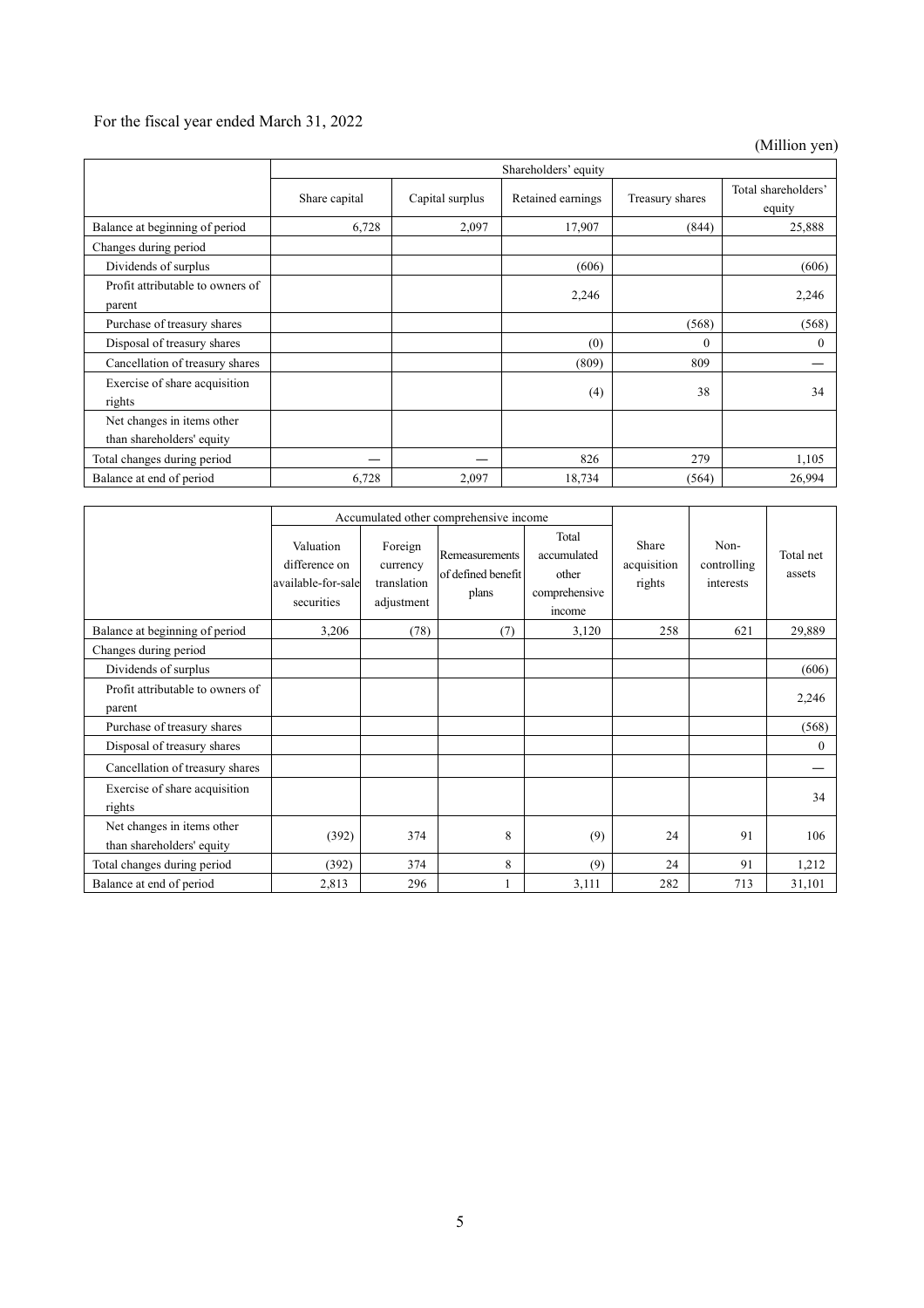For the fiscal year ended March 31, 2022

(Million yen)

| | Shareholders' equity | | | | |
|---|---|---|---|---|---|
| | Share capital | Capital surplus | Retained earnings | Treasury shares | Total shareholders' equity |
| Balance at beginning of period | 6,728 | 2,097 | 17,907 | (844) | 25,888 |
| Changes during period | | | | | |
| Dividends of surplus | | | (606) | | (606) |
| Profit attributable to owners of parent | | | 2,246 | | 2,246 |
| Purchase of treasury shares | | | | (568) | (568) |
| Disposal of treasury shares | | | (0) | 0 | 0 |
| Cancellation of treasury shares | | | (809) | 809 | ― |
| Exercise of share acquisition rights | | | (4) | 38 | 34 |
| Net changes in items other than shareholders' equity | | | | | |
| Total changes during period | ― | ― | 826 | 279 | 1,105 |
| Balance at end of period | 6,728 | 2,097 | 18,734 | (564) | 26,994 |

| | Accumulated other comprehensive income | | | | Share acquisition rights | Non-controlling interests | Total net assets |
|---|---|---|---|---|---|---|---|
| | Valuation difference on available-for-sale securities | Foreign currency translation adjustment | Remeasurements of defined benefit plans | Total accumulated other comprehensive income | | | |
| Balance at beginning of period | 3,206 | (78) | (7) | 3,120 | 258 | 621 | 29,889 |
| Changes during period | | | | | | | |
| Dividends of surplus | | | | | | | (606) |
| Profit attributable to owners of parent | | | | | | | 2,246 |
| Purchase of treasury shares | | | | | | | (568) |
| Disposal of treasury shares | | | | | | | 0 |
| Cancellation of treasury shares | | | | | | | ― |
| Exercise of share acquisition rights | | | | | | | 34 |
| Net changes in items other than shareholders' equity | (392) | 374 | 8 | (9) | 24 | 91 | 106 |
| Total changes during period | (392) | 374 | 8 | (9) | 24 | 91 | 1,212 |
| Balance at end of period | 2,813 | 296 | 1 | 3,111 | 282 | 713 | 31,101 |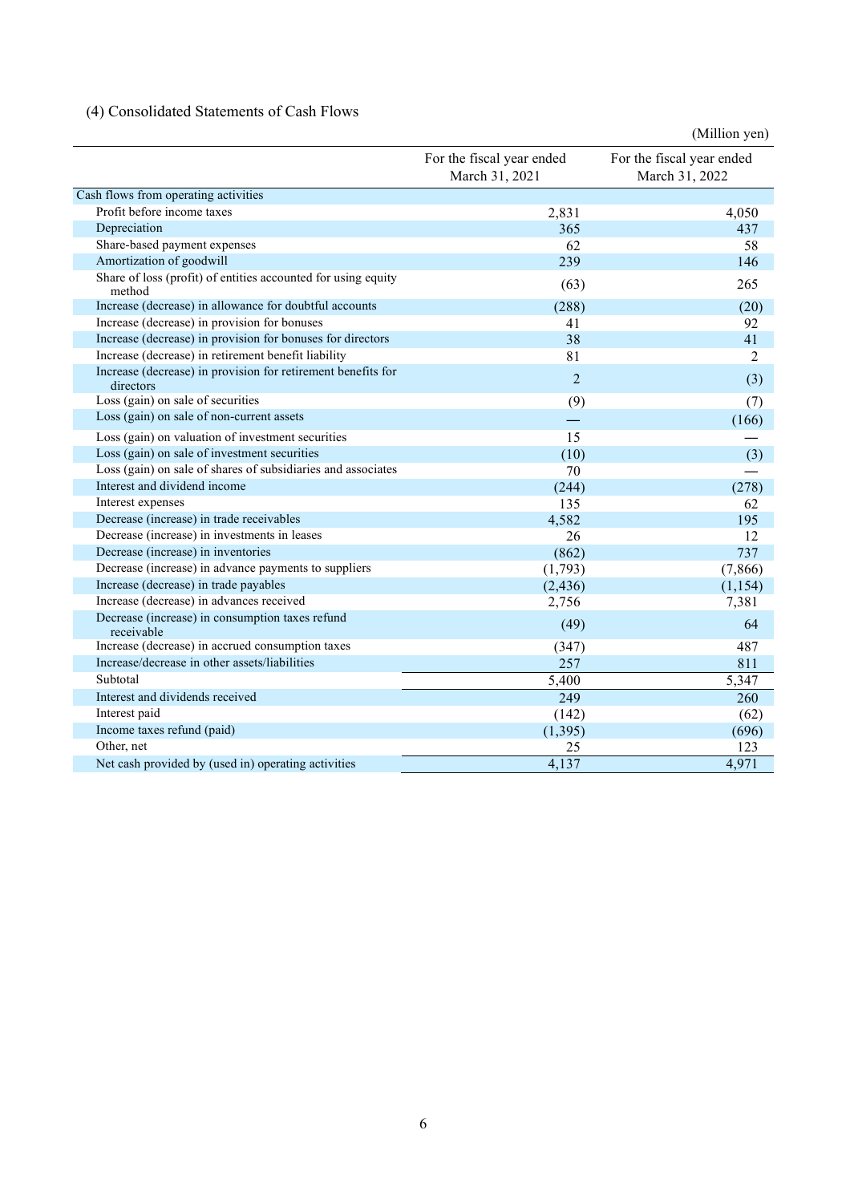(4) Consolidated Statements of Cash Flows

(Million yen)

| | For the fiscal year ended March 31, 2021 | For the fiscal year ended March 31, 2022 |
|---|---|---|
| Cash flows from operating activities | | |
| Profit before income taxes | 2,831 | 4,050 |
| Depreciation | 365 | 437 |
| Share-based payment expenses | 62 | 58 |
| Amortization of goodwill | 239 | 146 |
| Share of loss (profit) of entities accounted for using equity method | (63) | 265 |
| Increase (decrease) in allowance for doubtful accounts | (288) | (20) |
| Increase (decrease) in provision for bonuses | 41 | 92 |
| Increase (decrease) in provision for bonuses for directors | 38 | 41 |
| Increase (decrease) in retirement benefit liability | 81 | 2 |
| Increase (decrease) in provision for retirement benefits for directors | 2 | (3) |
| Loss (gain) on sale of securities | (9) | (7) |
| Loss (gain) on sale of non-current assets | — | (166) |
| Loss (gain) on valuation of investment securities | 15 | — |
| Loss (gain) on sale of investment securities | (10) | (3) |
| Loss (gain) on sale of shares of subsidiaries and associates | 70 | — |
| Interest and dividend income | (244) | (278) |
| Interest expenses | 135 | 62 |
| Decrease (increase) in trade receivables | 4,582 | 195 |
| Decrease (increase) in investments in leases | 26 | 12 |
| Decrease (increase) in inventories | (862) | 737 |
| Decrease (increase) in advance payments to suppliers | (1,793) | (7,866) |
| Increase (decrease) in trade payables | (2,436) | (1,154) |
| Increase (decrease) in advances received | 2,756 | 7,381 |
| Decrease (increase) in consumption taxes refund receivable | (49) | 64 |
| Increase (decrease) in accrued consumption taxes | (347) | 487 |
| Increase/decrease in other assets/liabilities | 257 | 811 |
| Subtotal | 5,400 | 5,347 |
| Interest and dividends received | 249 | 260 |
| Interest paid | (142) | (62) |
| Income taxes refund (paid) | (1,395) | (696) |
| Other, net | 25 | 123 |
| Net cash provided by (used in) operating activities | 4,137 | 4,971 |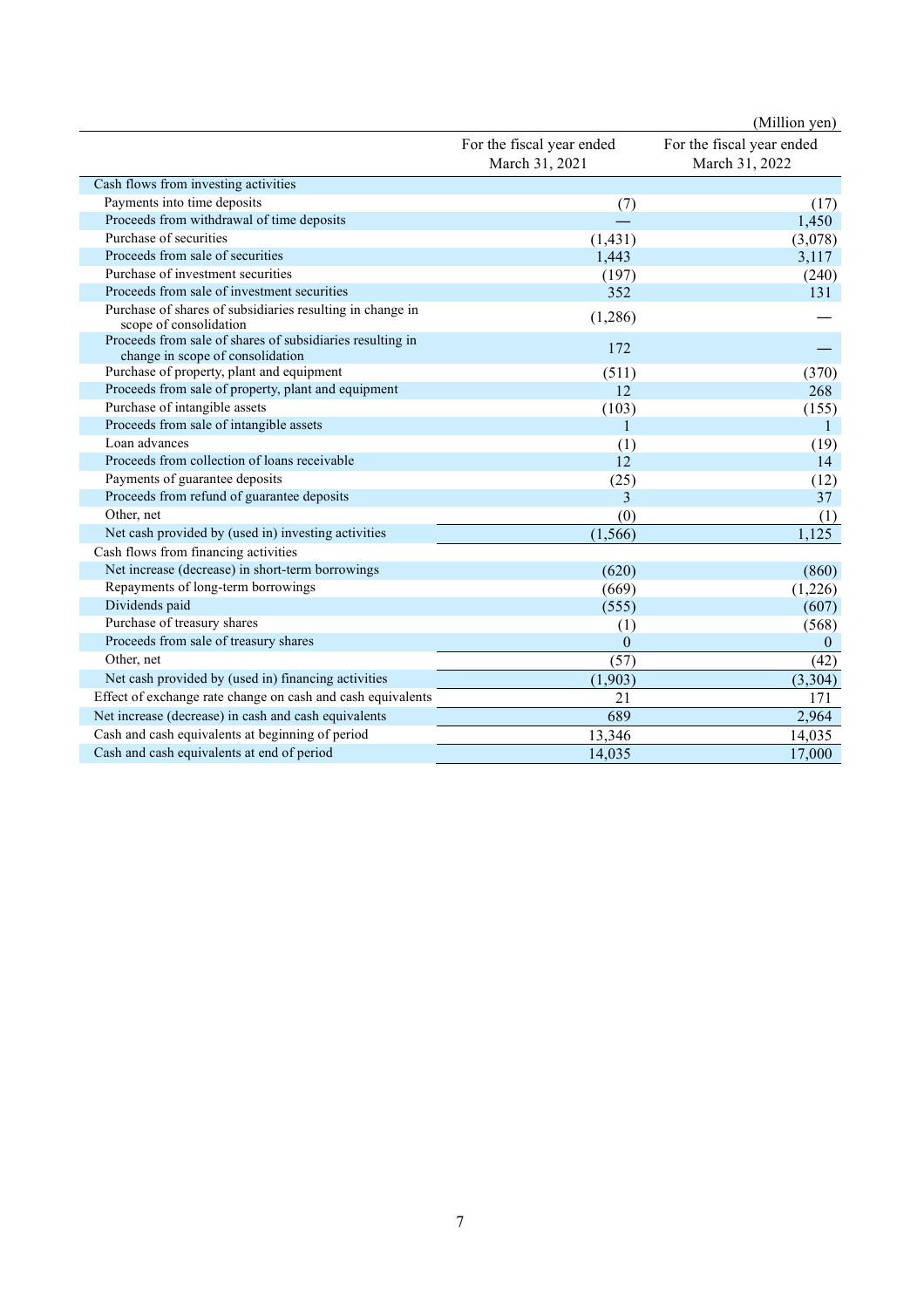(Million yen)

| | For the fiscal year ended March 31, 2021 | For the fiscal year ended March 31, 2022 |
|---|---|---|
| Cash flows from investing activities | | |
| Payments into time deposits | (7) | (17) |
| Proceeds from withdrawal of time deposits | — | 1,450 |
| Purchase of securities | (1,431) | (3,078) |
| Proceeds from sale of securities | 1,443 | 3,117 |
| Purchase of investment securities | (197) | (240) |
| Proceeds from sale of investment securities | 352 | 131 |
| Purchase of shares of subsidiaries resulting in change in scope of consolidation | (1,286) | — |
| Proceeds from sale of shares of subsidiaries resulting in change in scope of consolidation | 172 | — |
| Purchase of property, plant and equipment | (511) | (370) |
| Proceeds from sale of property, plant and equipment | 12 | 268 |
| Purchase of intangible assets | (103) | (155) |
| Proceeds from sale of intangible assets | 1 | 1 |
| Loan advances | (1) | (19) |
| Proceeds from collection of loans receivable | 12 | 14 |
| Payments of guarantee deposits | (25) | (12) |
| Proceeds from refund of guarantee deposits | 3 | 37 |
| Other, net | (0) | (1) |
| Net cash provided by (used in) investing activities | (1,566) | 1,125 |
| Cash flows from financing activities | | |
| Net increase (decrease) in short-term borrowings | (620) | (860) |
| Repayments of long-term borrowings | (669) | (1,226) |
| Dividends paid | (555) | (607) |
| Purchase of treasury shares | (1) | (568) |
| Proceeds from sale of treasury shares | 0 | 0 |
| Other, net | (57) | (42) |
| Net cash provided by (used in) financing activities | (1,903) | (3,304) |
| Effect of exchange rate change on cash and cash equivalents | 21 | 171 |
| Net increase (decrease) in cash and cash equivalents | 689 | 2,964 |
| Cash and cash equivalents at beginning of period | 13,346 | 14,035 |
| Cash and cash equivalents at end of period | 14,035 | 17,000 |